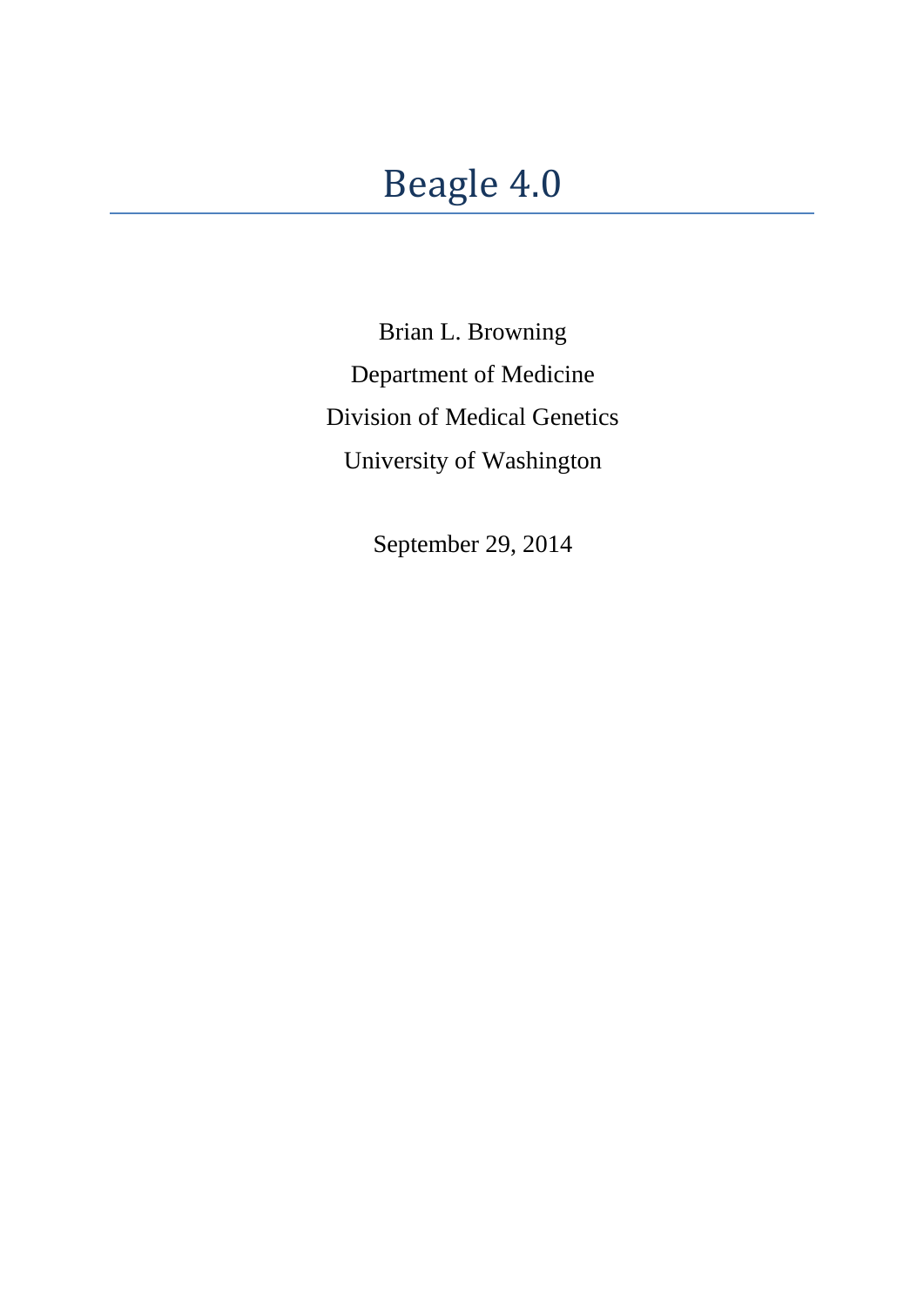# Beagle 4.0

Brian L. Browning

Department of Medicine

Division of Medical Genetics

University of Washington

September 29, 2014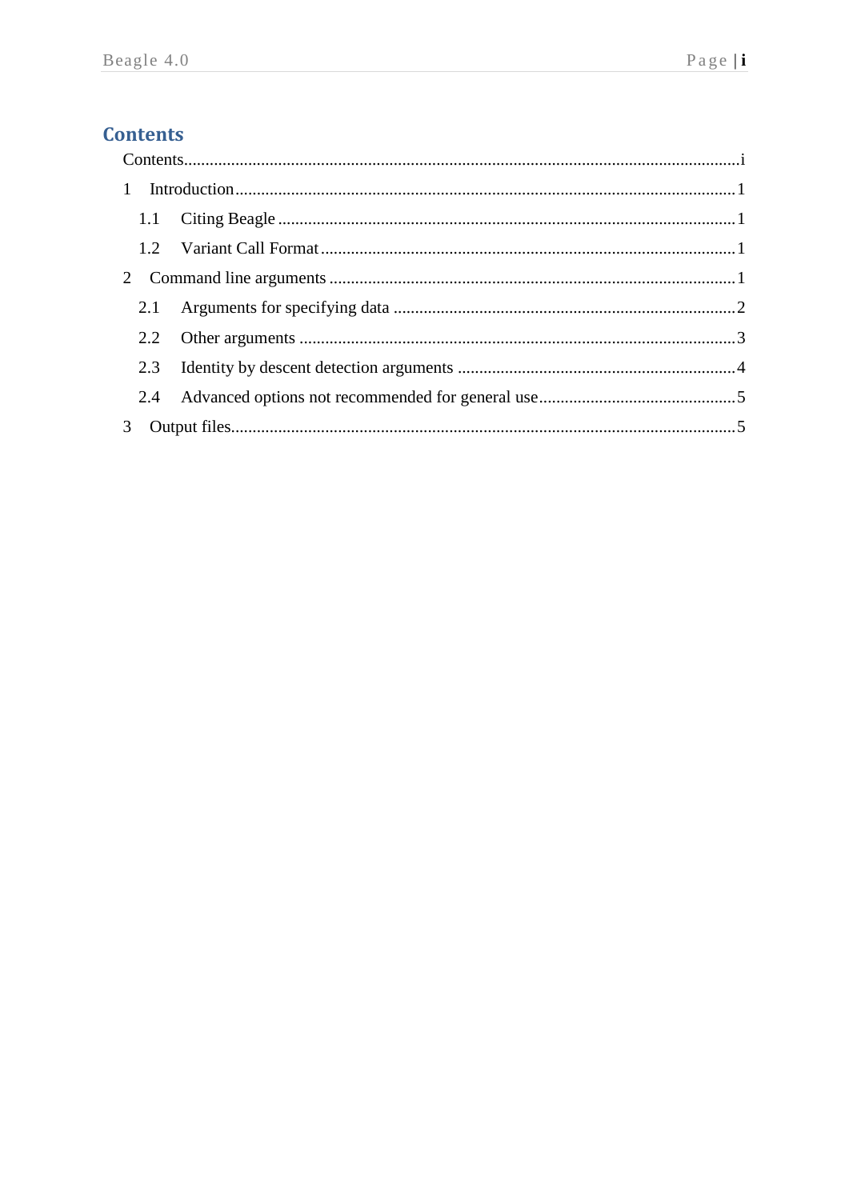## Contents

- Contents .......... i
- 1 Introduction .......... 1
  - 1.1 Citing Beagle .......... 1
  - 1.2 Variant Call Format .......... 1
- 2 Command line arguments .......... 1
  - 2.1 Arguments for specifying data .......... 2
  - 2.2 Other arguments .......... 3
  - 2.3 Identity by descent detection arguments .......... 4
  - 2.4 Advanced options not recommended for general use .......... 5
- 3 Output files .......... 5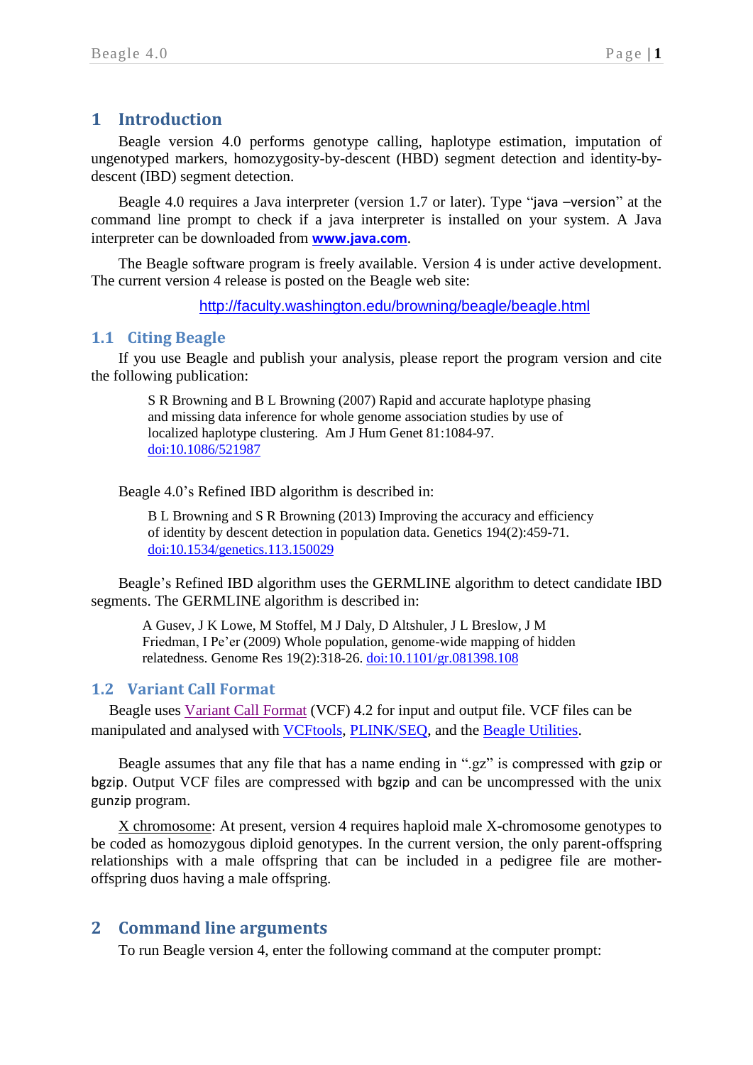# 1 Introduction

Beagle version 4.0 performs genotype calling, haplotype estimation, imputation of ungenotyped markers, homozygosity-by-descent (HBD) segment detection and identity-by-descent (IBD) segment detection.

Beagle 4.0 requires a Java interpreter (version 1.7 or later). Type "java –version" at the command line prompt to check if a java interpreter is installed on your system. A Java interpreter can be downloaded from **www.java.com**.

The Beagle software program is freely available. Version 4 is under active development. The current version 4 release is posted on the Beagle web site:

http://faculty.washington.edu/browning/beagle/beagle.html

## 1.1 Citing Beagle

If you use Beagle and publish your analysis, please report the program version and cite the following publication:

> S R Browning and B L Browning (2007) Rapid and accurate haplotype phasing and missing data inference for whole genome association studies by use of localized haplotype clustering. Am J Hum Genet 81:1084-97. doi:10.1086/521987

Beagle 4.0's Refined IBD algorithm is described in:

> B L Browning and S R Browning (2013) Improving the accuracy and efficiency of identity by descent detection in population data. Genetics 194(2):459-71. doi:10.1534/genetics.113.150029

Beagle's Refined IBD algorithm uses the GERMLINE algorithm to detect candidate IBD segments. The GERMLINE algorithm is described in:

> A Gusev, J K Lowe, M Stoffel, M J Daly, D Altshuler, J L Breslow, J M Friedman, I Pe'er (2009) Whole population, genome-wide mapping of hidden relatedness. Genome Res 19(2):318-26. doi:10.1101/gr.081398.108

## 1.2 Variant Call Format

Beagle uses Variant Call Format (VCF) 4.2 for input and output file. VCF files can be manipulated and analysed with VCFtools, PLINK/SEQ, and the Beagle Utilities.

Beagle assumes that any file that has a name ending in ".gz" is compressed with gzip or bgzip. Output VCF files are compressed with bgzip and can be uncompressed with the unix gunzip program.

X chromosome: At present, version 4 requires haploid male X-chromosome genotypes to be coded as homozygous diploid genotypes. In the current version, the only parent-offspring relationships with a male offspring that can be included in a pedigree file are mother-offspring duos having a male offspring.

# 2 Command line arguments

To run Beagle version 4, enter the following command at the computer prompt: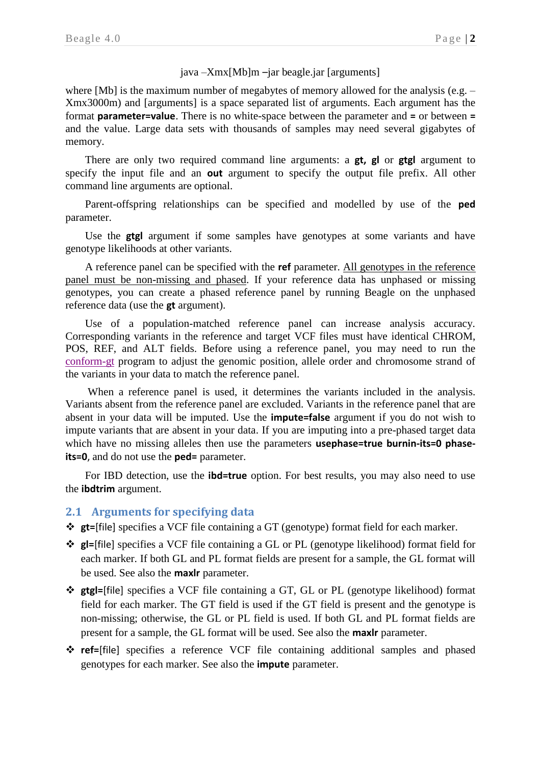java –Xmx[Mb]m –jar beagle.jar [arguments]

where [Mb] is the maximum number of megabytes of memory allowed for the analysis (e.g. –Xmx3000m) and [arguments] is a space separated list of arguments. Each argument has the format **parameter=value**. There is no white-space between the parameter and **=** or between **=** and the value. Large data sets with thousands of samples may need several gigabytes of memory.

There are only two required command line arguments: a **gt, gl** or **gtgl** argument to specify the input file and an **out** argument to specify the output file prefix. All other command line arguments are optional.

Parent-offspring relationships can be specified and modelled by use of the **ped** parameter.

Use the **gtgl** argument if some samples have genotypes at some variants and have genotype likelihoods at other variants.

A reference panel can be specified with the **ref** parameter. All genotypes in the reference panel must be non-missing and phased. If your reference data has unphased or missing genotypes, you can create a phased reference panel by running Beagle on the unphased reference data (use the **gt** argument).

Use of a population-matched reference panel can increase analysis accuracy. Corresponding variants in the reference and target VCF files must have identical CHROM, POS, REF, and ALT fields. Before using a reference panel, you may need to run the conform-gt program to adjust the genomic position, allele order and chromosome strand of the variants in your data to match the reference panel.

When a reference panel is used, it determines the variants included in the analysis. Variants absent from the reference panel are excluded. Variants in the reference panel that are absent in your data will be imputed. Use the **impute=false** argument if you do not wish to impute variants that are absent in your data. If you are imputing into a pre-phased target data which have no missing alleles then use the parameters **usephase=true burnin-its=0 phase-its=0**, and do not use the **ped=** parameter.

For IBD detection, use the **ibd=true** option. For best results, you may also need to use the **ibdtrim** argument.

## 2.1 Arguments for specifying data

- **gt=**[file] specifies a VCF file containing a GT (genotype) format field for each marker.
- **gl=**[file] specifies a VCF file containing a GL or PL (genotype likelihood) format field for each marker. If both GL and PL format fields are present for a sample, the GL format will be used. See also the **maxlr** parameter.
- **gtgl=**[file] specifies a VCF file containing a GT, GL or PL (genotype likelihood) format field for each marker. The GT field is used if the GT field is present and the genotype is non-missing; otherwise, the GL or PL field is used. If both GL and PL format fields are present for a sample, the GL format will be used. See also the **maxlr** parameter.
- **ref=**[file] specifies a reference VCF file containing additional samples and phased genotypes for each marker. See also the **impute** parameter.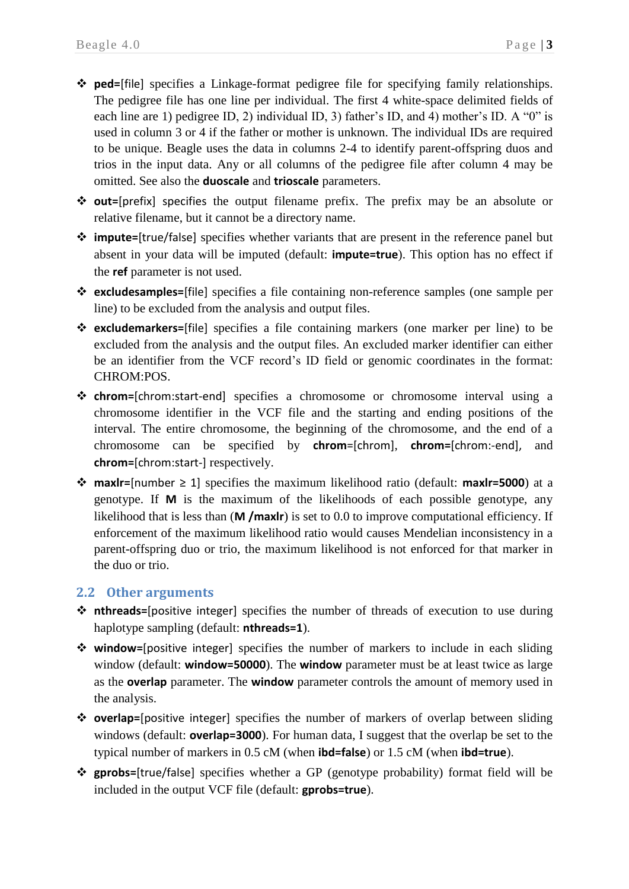- **ped=**[file] specifies a Linkage-format pedigree file for specifying family relationships. The pedigree file has one line per individual. The first 4 white-space delimited fields of each line are 1) pedigree ID, 2) individual ID, 3) father's ID, and 4) mother's ID. A "0" is used in column 3 or 4 if the father or mother is unknown. The individual IDs are required to be unique. Beagle uses the data in columns 2-4 to identify parent-offspring duos and trios in the input data. Any or all columns of the pedigree file after column 4 may be omitted. See also the **duoscale** and **trioscale** parameters.
- **out=**[prefix] specifies the output filename prefix. The prefix may be an absolute or relative filename, but it cannot be a directory name.
- **impute=**[true/false] specifies whether variants that are present in the reference panel but absent in your data will be imputed (default: **impute=true**). This option has no effect if the **ref** parameter is not used.
- **excludesamples=**[file] specifies a file containing non-reference samples (one sample per line) to be excluded from the analysis and output files.
- **excludemarkers=**[file] specifies a file containing markers (one marker per line) to be excluded from the analysis and the output files. An excluded marker identifier can either be an identifier from the VCF record's ID field or genomic coordinates in the format: CHROM:POS.
- **chrom=**[chrom:start-end] specifies a chromosome or chromosome interval using a chromosome identifier in the VCF file and the starting and ending positions of the interval. The entire chromosome, the beginning of the chromosome, and the end of a chromosome can be specified by **chrom=**[chrom], **chrom=**[chrom:-end], and **chrom=**[chrom:start-] respectively.
- **maxlr=**[number ≥ 1] specifies the maximum likelihood ratio (default: **maxlr=5000**) at a genotype. If **M** is the maximum of the likelihoods of each possible genotype, any likelihood that is less than (**M /maxlr**) is set to 0.0 to improve computational efficiency. If enforcement of the maximum likelihood ratio would causes Mendelian inconsistency in a parent-offspring duo or trio, the maximum likelihood is not enforced for that marker in the duo or trio.

## 2.2 Other arguments

- **nthreads=**[positive integer] specifies the number of threads of execution to use during haplotype sampling (default: **nthreads=1**).
- **window=**[positive integer] specifies the number of markers to include in each sliding window (default: **window=50000**). The **window** parameter must be at least twice as large as the **overlap** parameter. The **window** parameter controls the amount of memory used in the analysis.
- **overlap=**[positive integer] specifies the number of markers of overlap between sliding windows (default: **overlap=3000**). For human data, I suggest that the overlap be set to the typical number of markers in 0.5 cM (when **ibd=false**) or 1.5 cM (when **ibd=true**).
- **gprobs=**[true/false] specifies whether a GP (genotype probability) format field will be included in the output VCF file (default: **gprobs=true**).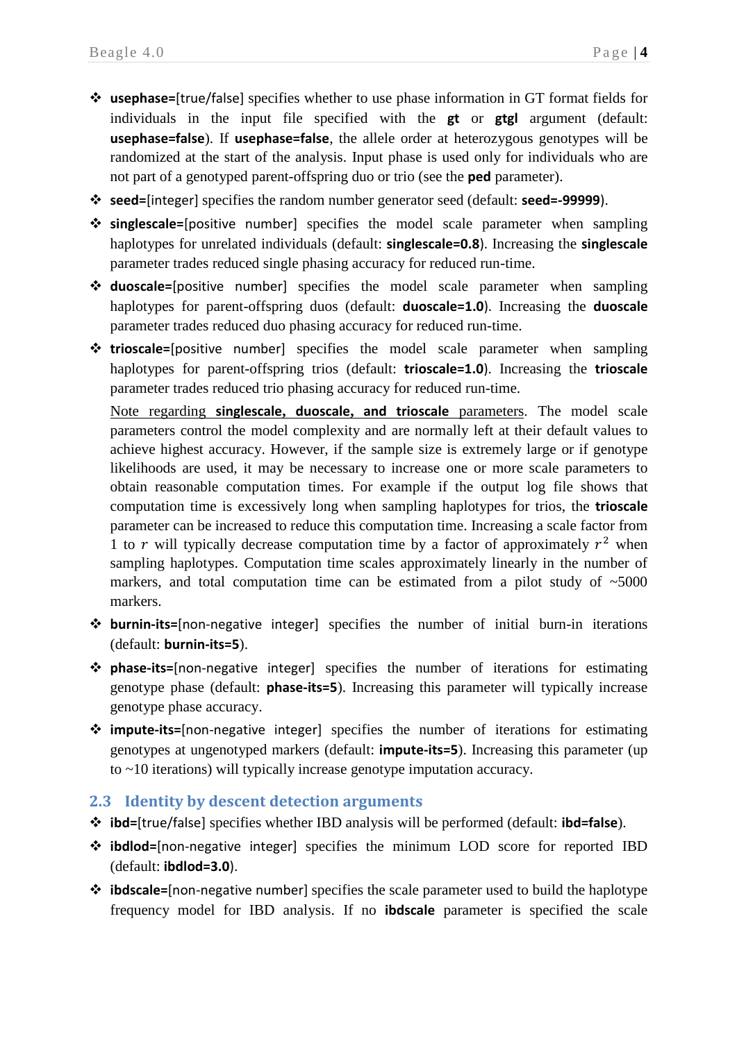- **usephase=**[true/false] specifies whether to use phase information in GT format fields for individuals in the input file specified with the **gt** or **gtgl** argument (default: **usephase=false**). If **usephase=false**, the allele order at heterozygous genotypes will be randomized at the start of the analysis. Input phase is used only for individuals who are not part of a genotyped parent-offspring duo or trio (see the **ped** parameter).
- **seed=**[integer] specifies the random number generator seed (default: **seed=-99999**).
- **singlescale=**[positive number] specifies the model scale parameter when sampling haplotypes for unrelated individuals (default: **singlescale=0.8**). Increasing the **singlescale** parameter trades reduced single phasing accuracy for reduced run-time.
- **duoscale=**[positive number] specifies the model scale parameter when sampling haplotypes for parent-offspring duos (default: **duoscale=1.0**). Increasing the **duoscale** parameter trades reduced duo phasing accuracy for reduced run-time.
- **trioscale=**[positive number] specifies the model scale parameter when sampling haplotypes for parent-offspring trios (default: **trioscale=1.0**). Increasing the **trioscale** parameter trades reduced trio phasing accuracy for reduced run-time.

  Note regarding **singlescale, duoscale, and trioscale** parameters. The model scale parameters control the model complexity and are normally left at their default values to achieve highest accuracy. However, if the sample size is extremely large or if genotype likelihoods are used, it may be necessary to increase one or more scale parameters to obtain reasonable computation times. For example if the output log file shows that computation time is excessively long when sampling haplotypes for trios, the **trioscale** parameter can be increased to reduce this computation time. Increasing a scale factor from 1 to $r$ will typically decrease computation time by a factor of approximately $r^2$ when sampling haplotypes. Computation time scales approximately linearly in the number of markers, and total computation time can be estimated from a pilot study of ~5000 markers.
- **burnin-its=**[non-negative integer] specifies the number of initial burn-in iterations (default: **burnin-its=5**).
- **phase-its=**[non-negative integer] specifies the number of iterations for estimating genotype phase (default: **phase-its=5**). Increasing this parameter will typically increase genotype phase accuracy.
- **impute-its=**[non-negative integer] specifies the number of iterations for estimating genotypes at ungenotyped markers (default: **impute-its=5**). Increasing this parameter (up to ~10 iterations) will typically increase genotype imputation accuracy.

## 2.3 Identity by descent detection arguments

- **ibd=**[true/false] specifies whether IBD analysis will be performed (default: **ibd=false**).
- **ibdlod=**[non-negative integer] specifies the minimum LOD score for reported IBD (default: **ibdlod=3.0**).
- **ibdscale=**[non-negative number] specifies the scale parameter used to build the haplotype frequency model for IBD analysis. If no **ibdscale** parameter is specified the scale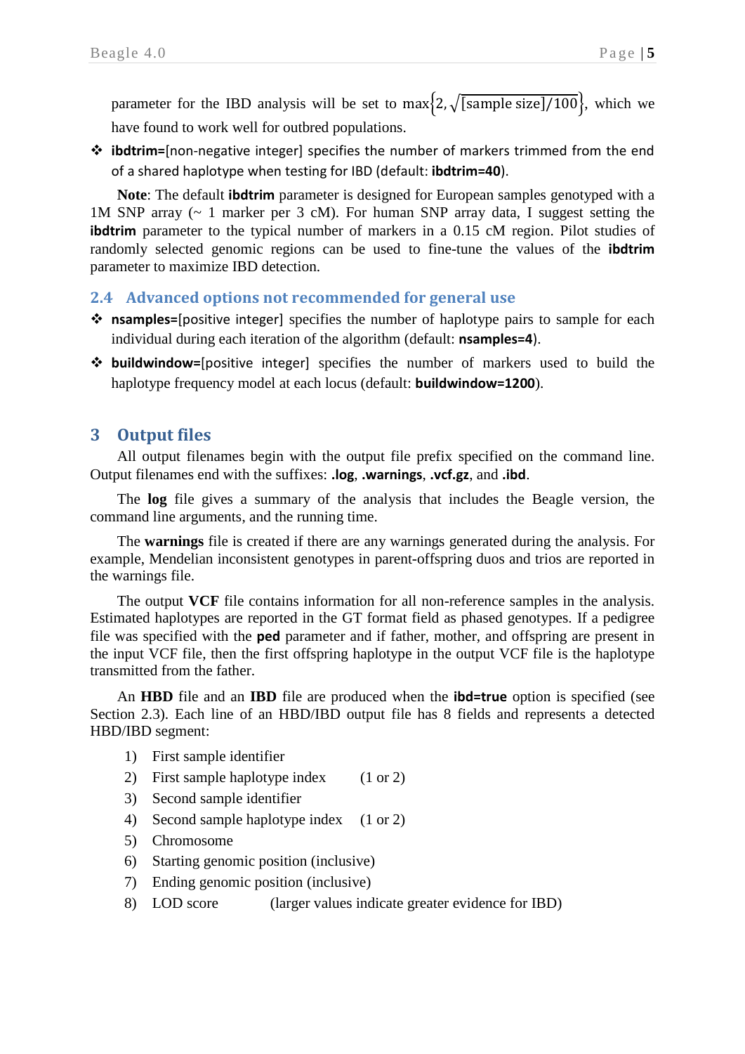parameter for the IBD analysis will be set to $\max\left\{2, \sqrt{[\text{sample size}]/100}\right\}$, which we have found to work well for outbred populations.

- **ibdtrim=**[non-negative integer] specifies the number of markers trimmed from the end of a shared haplotype when testing for IBD (default: **ibdtrim=40**).

  **Note**: The default **ibdtrim** parameter is designed for European samples genotyped with a 1M SNP array (~ 1 marker per 3 cM). For human SNP array data, I suggest setting the **ibdtrim** parameter to the typical number of markers in a 0.15 cM region. Pilot studies of randomly selected genomic regions can be used to fine-tune the values of the **ibdtrim** parameter to maximize IBD detection.

### 2.4 Advanced options not recommended for general use

- **nsamples=**[positive integer] specifies the number of haplotype pairs to sample for each individual during each iteration of the algorithm (default: **nsamples=4**).
- **buildwindow=**[positive integer] specifies the number of markers used to build the haplotype frequency model at each locus (default: **buildwindow=1200**).

## 3 Output files

All output filenames begin with the output file prefix specified on the command line. Output filenames end with the suffixes: **.log**, **.warnings**, **.vcf.gz**, and **.ibd**.

The **log** file gives a summary of the analysis that includes the Beagle version, the command line arguments, and the running time.

The **warnings** file is created if there are any warnings generated during the analysis. For example, Mendelian inconsistent genotypes in parent-offspring duos and trios are reported in the warnings file.

The output **VCF** file contains information for all non-reference samples in the analysis. Estimated haplotypes are reported in the GT format field as phased genotypes. If a pedigree file was specified with the **ped** parameter and if father, mother, and offspring are present in the input VCF file, then the first offspring haplotype in the output VCF file is the haplotype transmitted from the father.

An **HBD** file and an **IBD** file are produced when the **ibd=true** option is specified (see Section 2.3). Each line of an HBD/IBD output file has 8 fields and represents a detected HBD/IBD segment:

1) First sample identifier
2) First sample haplotype index (1 or 2)
3) Second sample identifier
4) Second sample haplotype index (1 or 2)
5) Chromosome
6) Starting genomic position (inclusive)
7) Ending genomic position (inclusive)
8) LOD score (larger values indicate greater evidence for IBD)